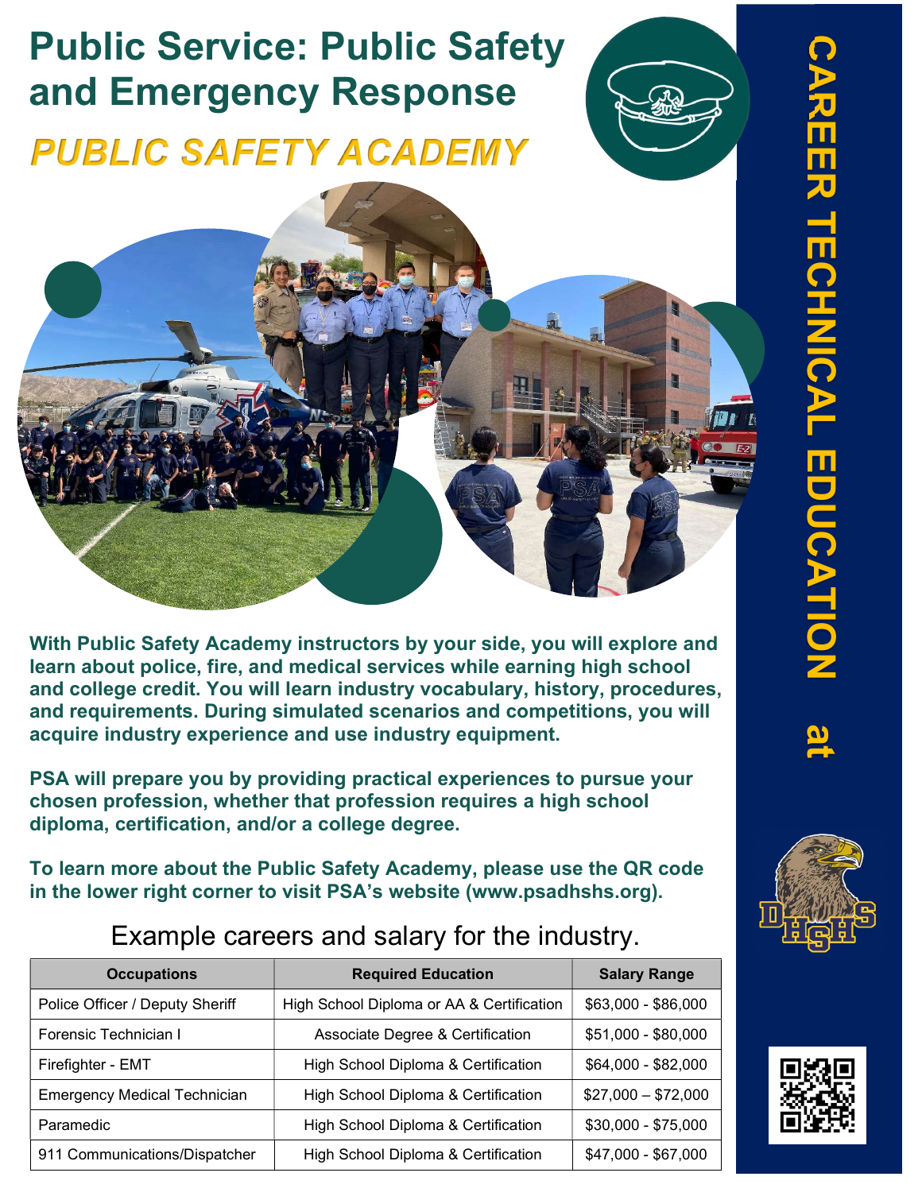# Public Service: Public Safety and Emergency Response

## *PUBLIC SAFETY ACADEMY*

**With Public Safety Academy instructors by your side, you will explore and learn about police, fire, and medical services while earning high school and college credit. You will learn industry vocabulary, history, procedures, and requirements. During simulated scenarios and competitions, you will acquire industry experience and use industry equipment.**

**PSA will prepare you by providing practical experiences to pursue your chosen profession, whether that profession requires a high school diploma, certification, and/or a college degree.**

**To learn more about the Public Safety Academy, please use the QR code in the lower right corner to visit PSA's website (www.psadhshs.org).**

Example careers and salary for the industry.

| Occupations | Required Education | Salary Range |
|---|---|---|
| Police Officer / Deputy Sheriff | High School Diploma or AA & Certification | $63,000 - $86,000 |
| Forensic Technician I | Associate Degree & Certification | $51,000 - $80,000 |
| Firefighter - EMT | High School Diploma & Certification | $64,000 - $82,000 |
| Emergency Medical Technician | High School Diploma & Certification | $27,000 – $72,000 |
| Paramedic | High School Diploma & Certification | $30,000 - $75,000 |
| 911 Communications/Dispatcher | High School Diploma & Certification | $47,000 - $67,000 |

CAREER TECHNICAL EDUCATION at DHSHS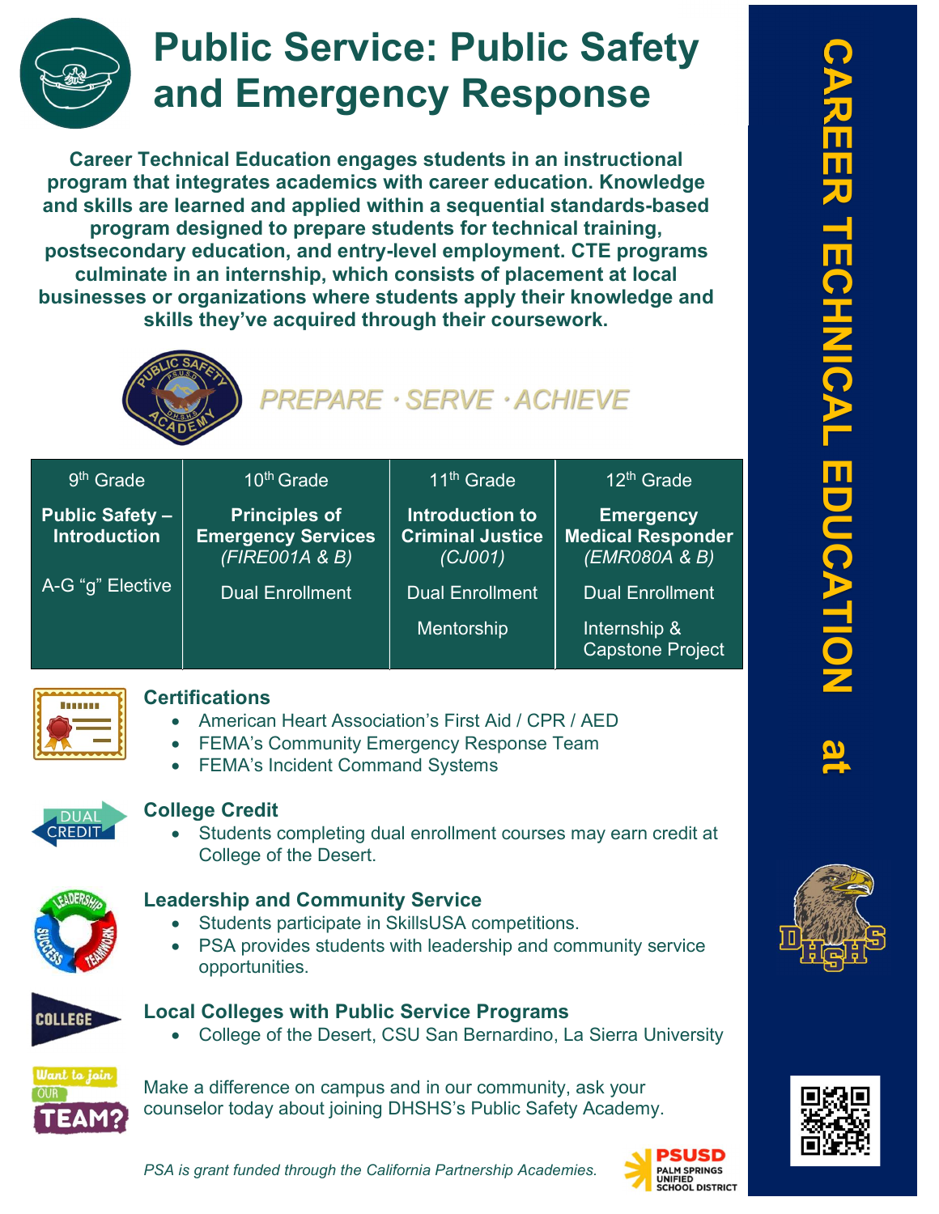# Public Service: Public Safety and Emergency Response

**Career Technical Education engages students in an instructional program that integrates academics with career education. Knowledge and skills are learned and applied within a sequential standards-based program designed to prepare students for technical training, postsecondary education, and entry-level employment. CTE programs culminate in an internship, which consists of placement at local businesses or organizations where students apply their knowledge and skills they've acquired through their coursework.**

*PREPARE · SERVE · ACHIEVE*

| 9th Grade | 10th Grade | 11th Grade | 12th Grade |
| --- | --- | --- | --- |
| **Public Safety – Introduction** | **Principles of Emergency Services** *(FIRE001A & B)* | **Introduction to Criminal Justice** *(CJ001)* | **Emergency Medical Responder** *(EMR080A & B)* |
| A-G "g" Elective | Dual Enrollment | Dual Enrollment | Dual Enrollment |
| | | Mentorship | Internship & Capstone Project |

## Certifications

- American Heart Association's First Aid / CPR / AED
- FEMA's Community Emergency Response Team
- FEMA's Incident Command Systems

## College Credit

- Students completing dual enrollment courses may earn credit at College of the Desert.

## Leadership and Community Service

- Students participate in SkillsUSA competitions.
- PSA provides students with leadership and community service opportunities.

## Local Colleges with Public Service Programs

- College of the Desert, CSU San Bernardino, La Sierra University

Make a difference on campus and in our community, ask your counselor today about joining DHSHS's Public Safety Academy.

*PSA is grant funded through the California Partnership Academies.*

**CAREER TECHNICAL EDUCATION at DHSHS**

PSUSD Palm Springs Unified School District